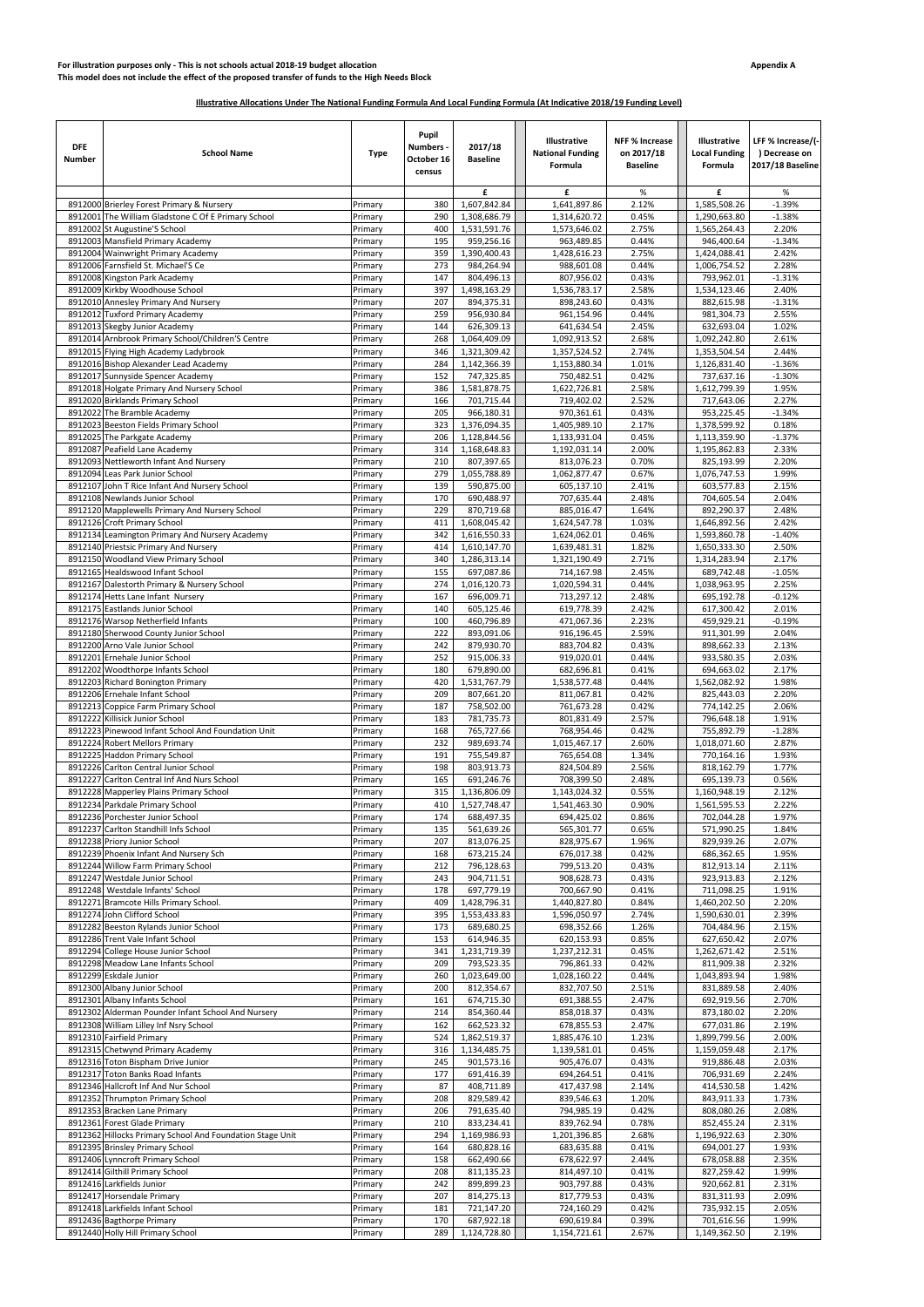**For illustration purposes only - This is not schools actual 2018-19 budget allocation**
**This model does not include the effect of the proposed transfer of funds to the High Needs Block**

**Appendix A**

**Illustrative Allocations Under The National Funding Formula And Local Funding Formula (At Indicative 2018/19 Funding Level)**

| DFE Number | School Name | Type | Pupil Numbers - October 16 census | 2017/18 Baseline | Illustrative National Funding Formula | NFF % Increase on 2017/18 Baseline | Illustrative Local Funding Formula | LFF % Increase/(-) Decrease on 2017/18 Baseline |
|---|---|---|---|---|---|---|---|---|
| | | | | £ | £ | % | £ | % |
| 8912000 | Brierley Forest Primary & Nursery | Primary | 380 | 1,607,842.84 | 1,641,897.86 | 2.12% | 1,585,508.26 | -1.39% |
| 8912001 | The William Gladstone C Of E Primary School | Primary | 290 | 1,308,686.79 | 1,314,620.72 | 0.45% | 1,290,663.80 | -1.38% |
| 8912002 | St Augustine'S School | Primary | 400 | 1,531,591.76 | 1,573,646.02 | 2.75% | 1,565,264.43 | 2.20% |
| 8912003 | Mansfield Primary Academy | Primary | 195 | 959,256.16 | 963,489.85 | 0.44% | 946,400.64 | -1.34% |
| 8912004 | Wainwright Primary Academy | Primary | 359 | 1,390,400.43 | 1,428,616.23 | 2.75% | 1,424,088.41 | 2.42% |
| 8912006 | Farnsfield St. Michael'S Ce | Primary | 273 | 984,264.94 | 988,601.08 | 0.44% | 1,006,754.52 | 2.28% |
| 8912008 | Kingston Park Academy | Primary | 147 | 804,496.13 | 807,956.02 | 0.43% | 793,962.01 | -1.31% |
| 8912009 | Kirkby Woodhouse School | Primary | 397 | 1,498,163.29 | 1,536,783.17 | 2.58% | 1,534,123.46 | 2.40% |
| 8912010 | Annesley Primary And Nursery | Primary | 207 | 894,375.31 | 898,243.60 | 0.43% | 882,615.98 | -1.31% |
| 8912012 | Tuxford Primary Academy | Primary | 259 | 956,930.84 | 961,154.96 | 0.44% | 981,304.73 | 2.55% |
| 8912013 | Skegby Junior Academy | Primary | 144 | 626,309.13 | 641,634.54 | 2.45% | 632,693.04 | 1.02% |
| 8912014 | Arnbrook Primary School/Children'S Centre | Primary | 268 | 1,064,409.09 | 1,092,913.52 | 2.68% | 1,092,242.80 | 2.61% |
| 8912015 | Flying High Academy Ladybrook | Primary | 346 | 1,321,309.42 | 1,357,524.52 | 2.74% | 1,353,504.54 | 2.44% |
| 8912016 | Bishop Alexander Lead Academy | Primary | 284 | 1,142,366.39 | 1,153,880.34 | 1.01% | 1,126,831.40 | -1.36% |
| 8912017 | Sunnyside Spencer Academy | Primary | 152 | 747,325.85 | 750,482.51 | 0.42% | 737,637.16 | -1.30% |
| 8912018 | Holgate Primary And Nursery School | Primary | 386 | 1,581,878.75 | 1,622,726.81 | 2.58% | 1,612,799.39 | 1.95% |
| 8912020 | Birklands Primary School | Primary | 166 | 701,715.44 | 719,402.02 | 2.52% | 717,643.06 | 2.27% |
| 8912022 | The Bramble Academy | Primary | 205 | 966,180.31 | 970,361.61 | 0.43% | 953,225.45 | -1.34% |
| 8912023 | Beeston Fields Primary School | Primary | 323 | 1,376,094.35 | 1,405,989.10 | 2.17% | 1,378,599.92 | 0.18% |
| 8912025 | The Parkgate Academy | Primary | 206 | 1,128,844.56 | 1,133,931.04 | 0.45% | 1,113,359.90 | -1.37% |
| 8912087 | Peafield Lane Academy | Primary | 314 | 1,168,648.83 | 1,192,031.14 | 2.00% | 1,195,862.83 | 2.33% |
| 8912093 | Nettleworth Infant And Nursery | Primary | 210 | 807,397.65 | 813,076.23 | 0.70% | 825,193.99 | 2.20% |
| 8912094 | Leas Park Junior School | Primary | 279 | 1,055,788.89 | 1,062,877.47 | 0.67% | 1,076,747.53 | 1.99% |
| 8912107 | John T Rice Infant And Nursery School | Primary | 139 | 590,875.00 | 605,137.10 | 2.41% | 603,577.83 | 2.15% |
| 8912108 | Newlands Junior School | Primary | 170 | 690,488.97 | 707,635.44 | 2.48% | 704,605.54 | 2.04% |
| 8912120 | Mapplewells Primary And Nursery School | Primary | 229 | 870,719.68 | 885,016.47 | 1.64% | 892,290.37 | 2.48% |
| 8912126 | Croft Primary School | Primary | 411 | 1,608,045.42 | 1,624,547.78 | 1.03% | 1,646,892.56 | 2.42% |
| 8912134 | Leamington Primary And Nursery Academy | Primary | 342 | 1,616,550.33 | 1,624,062.01 | 0.46% | 1,593,860.78 | -1.40% |
| 8912140 | Priestsic Primary And Nursery | Primary | 414 | 1,610,147.70 | 1,639,481.31 | 1.82% | 1,650,333.30 | 2.50% |
| 8912150 | Woodland View Primary School | Primary | 340 | 1,286,313.14 | 1,321,190.49 | 2.71% | 1,314,283.94 | 2.17% |
| 8912165 | Healdswood Infant School | Primary | 155 | 697,087.86 | 714,167.98 | 2.45% | 689,742.48 | -1.05% |
| 8912167 | Dalestorth Primary & Nursery School | Primary | 274 | 1,016,120.73 | 1,020,594.31 | 0.44% | 1,038,963.95 | 2.25% |
| 8912174 | Hetts Lane Infant Nursery | Primary | 167 | 696,009.71 | 713,297.12 | 2.48% | 695,192.78 | -0.12% |
| 8912175 | Eastlands Junior School | Primary | 140 | 605,125.46 | 619,778.39 | 2.42% | 617,300.42 | 2.01% |
| 8912176 | Warsop Netherfield Infants | Primary | 100 | 460,796.89 | 471,067.36 | 2.23% | 459,929.21 | -0.19% |
| 8912180 | Sherwood County Junior School | Primary | 222 | 893,091.06 | 916,196.45 | 2.59% | 911,301.99 | 2.04% |
| 8912200 | Arno Vale Junior School | Primary | 242 | 879,930.70 | 883,704.82 | 0.43% | 898,662.33 | 2.13% |
| 8912201 | Ernehale Junior School | Primary | 252 | 915,006.33 | 919,020.01 | 0.44% | 933,580.35 | 2.03% |
| 8912202 | Woodthorpe Infants School | Primary | 180 | 679,890.00 | 682,696.81 | 0.41% | 694,663.02 | 2.17% |
| 8912203 | Richard Bonington Primary | Primary | 420 | 1,531,767.79 | 1,538,577.48 | 0.44% | 1,562,082.92 | 1.98% |
| 8912206 | Ernehale Infant School | Primary | 209 | 807,661.20 | 811,067.81 | 0.42% | 825,443.03 | 2.20% |
| 8912213 | Coppice Farm Primary School | Primary | 187 | 758,502.00 | 761,673.28 | 0.42% | 774,142.25 | 2.06% |
| 8912222 | Killisick Junior School | Primary | 183 | 781,735.73 | 801,831.49 | 2.57% | 796,648.18 | 1.91% |
| 8912223 | Pinewood Infant School And Foundation Unit | Primary | 168 | 765,727.66 | 768,954.46 | 0.42% | 755,892.79 | -1.28% |
| 8912224 | Robert Mellors Primary | Primary | 232 | 989,693.74 | 1,015,467.17 | 2.60% | 1,018,071.60 | 2.87% |
| 8912225 | Haddon Primary School | Primary | 191 | 755,549.87 | 765,654.08 | 1.34% | 770,164.16 | 1.93% |
| 8912226 | Carlton Central Junior School | Primary | 198 | 803,913.73 | 824,504.89 | 2.56% | 818,162.79 | 1.77% |
| 8912227 | Carlton Central Inf And Nurs School | Primary | 165 | 691,246.76 | 708,399.50 | 2.48% | 695,139.73 | 0.56% |
| 8912228 | Mapperley Plains Primary School | Primary | 315 | 1,136,806.09 | 1,143,024.32 | 0.55% | 1,160,948.19 | 2.12% |
| 8912234 | Parkdale Primary School | Primary | 410 | 1,527,748.47 | 1,541,463.30 | 0.90% | 1,561,595.53 | 2.22% |
| 8912236 | Porchester Junior School | Primary | 174 | 688,497.35 | 694,425.02 | 0.86% | 702,044.28 | 1.97% |
| 8912237 | Carlton Standhill Infs School | Primary | 135 | 561,639.26 | 565,301.77 | 0.65% | 571,990.25 | 1.84% |
| 8912238 | Priory Junior School | Primary | 207 | 813,076.25 | 828,975.67 | 1.96% | 829,939.26 | 2.07% |
| 8912239 | Phoenix Infant And Nursery Sch | Primary | 168 | 673,215.24 | 676,017.38 | 0.42% | 686,362.65 | 1.95% |
| 8912244 | Willow Farm Primary School | Primary | 212 | 796,128.63 | 799,513.20 | 0.43% | 812,913.14 | 2.11% |
| 8912247 | Westdale Junior School | Primary | 243 | 904,711.51 | 908,628.73 | 0.43% | 923,913.83 | 2.12% |
| 8912248 | Westdale Infants' School | Primary | 178 | 697,779.19 | 700,667.90 | 0.41% | 711,098.25 | 1.91% |
| 8912271 | Bramcote Hills Primary School. | Primary | 409 | 1,428,796.31 | 1,440,827.80 | 0.84% | 1,460,202.50 | 2.20% |
| 8912274 | John Clifford School | Primary | 395 | 1,553,433.83 | 1,596,050.97 | 2.74% | 1,590,630.01 | 2.39% |
| 8912282 | Beeston Rylands Junior School | Primary | 173 | 689,680.25 | 698,352.66 | 1.26% | 704,484.96 | 2.15% |
| 8912286 | Trent Vale Infant School | Primary | 153 | 614,946.35 | 620,153.93 | 0.85% | 627,650.42 | 2.07% |
| 8912294 | College House Junior School | Primary | 341 | 1,231,719.39 | 1,237,212.31 | 0.45% | 1,262,671.42 | 2.51% |
| 8912298 | Meadow Lane Infants School | Primary | 209 | 793,523.35 | 796,861.33 | 0.42% | 811,909.38 | 2.32% |
| 8912299 | Eskdale Junior | Primary | 260 | 1,023,649.00 | 1,028,160.22 | 0.44% | 1,043,893.94 | 1.98% |
| 8912300 | Albany Junior School | Primary | 200 | 812,354.67 | 832,707.50 | 2.51% | 831,889.58 | 2.40% |
| 8912301 | Albany Infants School | Primary | 161 | 674,715.30 | 691,388.55 | 2.47% | 692,919.56 | 2.70% |
| 8912302 | Alderman Pounder Infant School And Nursery | Primary | 214 | 854,360.44 | 858,018.37 | 0.43% | 873,180.02 | 2.20% |
| 8912308 | William Lilley Inf Nsry School | Primary | 162 | 662,523.32 | 678,855.53 | 2.47% | 677,031.86 | 2.19% |
| 8912310 | Fairfield Primary | Primary | 524 | 1,862,519.37 | 1,885,476.10 | 1.23% | 1,899,799.56 | 2.00% |
| 8912315 | Chetwynd Primary Academy | Primary | 316 | 1,134,485.75 | 1,139,581.01 | 0.45% | 1,159,059.48 | 2.17% |
| 8912316 | Toton Bispham Drive Junior | Primary | 245 | 901,573.16 | 905,476.07 | 0.43% | 919,886.48 | 2.03% |
| 8912317 | Toton Banks Road Infants | Primary | 177 | 691,416.39 | 694,264.51 | 0.41% | 706,931.69 | 2.24% |
| 8912346 | Hallcroft Inf And Nur School | Primary | 87 | 408,711.89 | 417,437.98 | 2.14% | 414,530.58 | 1.42% |
| 8912352 | Thrumpton Primary School | Primary | 208 | 829,589.42 | 839,546.63 | 1.20% | 843,911.33 | 1.73% |
| 8912353 | Bracken Lane Primary | Primary | 206 | 791,635.40 | 794,985.19 | 0.42% | 808,080.26 | 2.08% |
| 8912361 | Forest Glade Primary | Primary | 210 | 833,234.41 | 839,762.94 | 0.78% | 852,455.24 | 2.31% |
| 8912362 | Hillocks Primary School And Foundation Stage Unit | Primary | 294 | 1,169,986.93 | 1,201,396.85 | 2.68% | 1,196,922.63 | 2.30% |
| 8912395 | Brinsley Primary School | Primary | 164 | 680,828.16 | 683,635.88 | 0.41% | 694,001.27 | 1.93% |
| 8912406 | Lynncroft Primary School | Primary | 158 | 662,490.66 | 678,622.97 | 2.44% | 678,058.88 | 2.35% |
| 8912414 | Gilthill Primary School | Primary | 208 | 811,135.23 | 814,497.10 | 0.41% | 827,259.42 | 1.99% |
| 8912416 | Larkfields Junior | Primary | 242 | 899,899.23 | 903,797.88 | 0.43% | 920,662.81 | 2.31% |
| 8912417 | Horsendale Primary | Primary | 207 | 814,275.13 | 817,779.53 | 0.43% | 831,311.93 | 2.09% |
| 8912418 | Larkfields Infant School | Primary | 181 | 721,147.20 | 724,160.29 | 0.42% | 735,932.15 | 2.05% |
| 8912436 | Bagthorpe Primary | Primary | 170 | 687,922.18 | 690,619.84 | 0.39% | 701,616.56 | 1.99% |
| 8912440 | Holly Hill Primary School | Primary | 289 | 1,124,728.80 | 1,154,721.61 | 2.67% | 1,149,362.50 | 2.19% |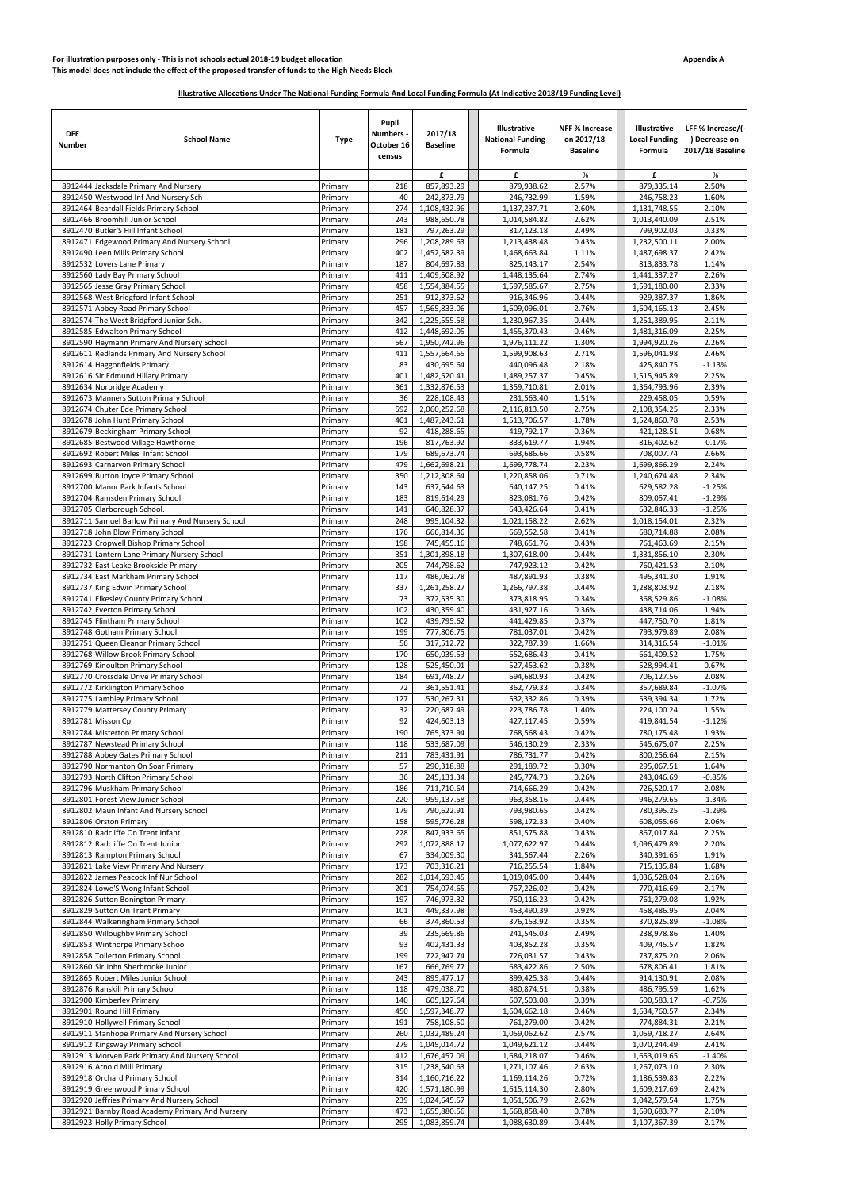**For illustration purposes only - This is not schools actual 2018-19 budget allocation**
**This model does not include the effect of the proposed transfer of funds to the High Needs Block**

**Appendix A**

**Illustrative Allocations Under The National Funding Formula And Local Funding Formula (At Indicative 2018/19 Funding Level)**

| DFE Number | School Name | Type | Pupil Numbers - October 16 census | 2017/18 Baseline | Illustrative National Funding Formula | NFF % Increase on 2017/18 Baseline | Illustrative Local Funding Formula | LFF % Increase/(-) Decrease on 2017/18 Baseline |
|---|---|---|---|---|---|---|---|---|
| | | | | £ | £ | % | £ | % |
| 8912444 | Jacksdale Primary And Nursery | Primary | 218 | 857,893.29 | 879,938.62 | 2.57% | 879,335.14 | 2.50% |
| 8912450 | Westwood Inf And Nursery Sch | Primary | 40 | 242,873.79 | 246,732.99 | 1.59% | 246,758.23 | 1.60% |
| 8912464 | Beardall Fields Primary School | Primary | 274 | 1,108,432.96 | 1,137,237.71 | 2.60% | 1,131,748.55 | 2.10% |
| 8912466 | Broomhill Junior School | Primary | 243 | 988,650.78 | 1,014,584.82 | 2.62% | 1,013,440.09 | 2.51% |
| 8912470 | Butler'S Hill Infant School | Primary | 181 | 797,263.29 | 817,123.18 | 2.49% | 799,902.03 | 0.33% |
| 8912471 | Edgewood Primary And Nursery School | Primary | 296 | 1,208,289.63 | 1,213,438.48 | 0.43% | 1,232,500.11 | 2.00% |
| 8912490 | Leen Mills Primary School | Primary | 402 | 1,452,582.39 | 1,468,663.84 | 1.11% | 1,487,698.37 | 2.42% |
| 8912532 | Lovers Lane Primary | Primary | 187 | 804,697.83 | 825,143.17 | 2.54% | 813,833.78 | 1.14% |
| 8912560 | Lady Bay Primary School | Primary | 411 | 1,409,508.92 | 1,448,135.64 | 2.74% | 1,441,337.27 | 2.26% |
| 8912565 | Jesse Gray Primary School | Primary | 458 | 1,554,884.55 | 1,597,585.67 | 2.75% | 1,591,180.00 | 2.33% |
| 8912568 | West Bridgford Infant School | Primary | 251 | 912,373.62 | 916,346.96 | 0.44% | 929,387.37 | 1.86% |
| 8912571 | Abbey Road Primary School | Primary | 457 | 1,565,833.06 | 1,609,096.01 | 2.76% | 1,604,165.13 | 2.45% |
| 8912574 | The West Bridgford Junior Sch. | Primary | 342 | 1,225,555.58 | 1,230,967.35 | 0.44% | 1,251,389.95 | 2.11% |
| 8912585 | Edwalton Primary School | Primary | 412 | 1,448,692.05 | 1,455,370.43 | 0.46% | 1,481,316.09 | 2.25% |
| 8912590 | Heymann Primary And Nursery School | Primary | 567 | 1,950,742.96 | 1,976,111.22 | 1.30% | 1,994,920.26 | 2.26% |
| 8912611 | Redlands Primary And Nursery School | Primary | 411 | 1,557,664.65 | 1,599,908.63 | 2.71% | 1,596,041.98 | 2.46% |
| 8912614 | Haggonfields Primary | Primary | 83 | 430,695.64 | 440,096.48 | 2.18% | 425,840.75 | -1.13% |
| 8912616 | Sir Edmund Hillary Primary | Primary | 401 | 1,482,520.41 | 1,489,257.37 | 0.45% | 1,515,945.89 | 2.25% |
| 8912634 | Norbridge Academy | Primary | 361 | 1,332,876.53 | 1,359,710.81 | 2.01% | 1,364,793.96 | 2.39% |
| 8912673 | Manners Sutton Primary School | Primary | 36 | 228,108.43 | 231,563.40 | 1.51% | 229,458.05 | 0.59% |
| 8912674 | Chuter Ede Primary School | Primary | 592 | 2,060,252.68 | 2,116,813.50 | 2.75% | 2,108,354.25 | 2.33% |
| 8912678 | John Hunt Primary School | Primary | 401 | 1,487,243.61 | 1,513,706.57 | 1.78% | 1,524,860.78 | 2.53% |
| 8912679 | Beckingham Primary School | Primary | 92 | 418,288.65 | 419,792.17 | 0.36% | 421,128.51 | 0.68% |
| 8912685 | Bestwood Village Hawthorne | Primary | 196 | 817,763.92 | 833,619.77 | 1.94% | 816,402.62 | -0.17% |
| 8912692 | Robert Miles Infant School | Primary | 179 | 689,673.74 | 693,686.66 | 0.58% | 708,007.74 | 2.66% |
| 8912693 | Carnarvon Primary School | Primary | 479 | 1,662,698.21 | 1,699,778.74 | 2.23% | 1,699,866.29 | 2.24% |
| 8912699 | Burton Joyce Primary School | Primary | 350 | 1,212,308.64 | 1,220,858.06 | 0.71% | 1,240,674.48 | 2.34% |
| 8912700 | Manor Park Infants School | Primary | 143 | 637,544.63 | 640,147.25 | 0.41% | 629,582.28 | -1.25% |
| 8912704 | Ramsden Primary School | Primary | 183 | 819,614.29 | 823,081.76 | 0.42% | 809,057.41 | -1.29% |
| 8912705 | Clarborough School. | Primary | 141 | 640,828.37 | 643,426.64 | 0.41% | 632,846.33 | -1.25% |
| 8912711 | Samuel Barlow Primary And Nursery School | Primary | 248 | 995,104.32 | 1,021,158.22 | 2.62% | 1,018,154.01 | 2.32% |
| 8912718 | John Blow Primary School | Primary | 176 | 666,814.36 | 669,552.58 | 0.41% | 680,714.88 | 2.08% |
| 8912723 | Cropwell Bishop Primary School | Primary | 198 | 745,455.16 | 748,651.76 | 0.43% | 761,463.69 | 2.15% |
| 8912731 | Lantern Lane Primary Nursery School | Primary | 351 | 1,301,898.18 | 1,307,618.00 | 0.44% | 1,331,856.10 | 2.30% |
| 8912732 | East Leake Brookside Primary | Primary | 205 | 744,798.62 | 747,923.12 | 0.42% | 760,421.53 | 2.10% |
| 8912734 | East Markham Primary School | Primary | 117 | 486,062.78 | 487,891.93 | 0.38% | 495,341.30 | 1.91% |
| 8912737 | King Edwin Primary School | Primary | 337 | 1,261,258.27 | 1,266,797.38 | 0.44% | 1,288,803.92 | 2.18% |
| 8912741 | Elkesley County Primary School | Primary | 73 | 372,535.30 | 373,818.95 | 0.34% | 368,529.86 | -1.08% |
| 8912742 | Everton Primary School | Primary | 102 | 430,359.40 | 431,927.16 | 0.36% | 438,714.06 | 1.94% |
| 8912745 | Flintham Primary School | Primary | 102 | 439,795.62 | 441,429.85 | 0.37% | 447,750.70 | 1.81% |
| 8912748 | Gotham Primary School | Primary | 199 | 777,806.75 | 781,037.01 | 0.42% | 793,979.89 | 2.08% |
| 8912751 | Queen Eleanor Primary School | Primary | 56 | 317,512.72 | 322,787.39 | 1.66% | 314,316.54 | -1.01% |
| 8912768 | Willow Brook Primary School | Primary | 170 | 650,039.53 | 652,686.43 | 0.41% | 661,409.52 | 1.75% |
| 8912769 | Kinoulton Primary School | Primary | 128 | 525,450.01 | 527,453.62 | 0.38% | 528,994.41 | 0.67% |
| 8912770 | Crossdale Drive Primary School | Primary | 184 | 691,748.27 | 694,680.93 | 0.42% | 706,127.56 | 2.08% |
| 8912772 | Kirklington Primary School | Primary | 72 | 361,551.41 | 362,779.33 | 0.34% | 357,689.84 | -1.07% |
| 8912775 | Lambley Primary School | Primary | 127 | 530,267.31 | 532,332.86 | 0.39% | 539,394.34 | 1.72% |
| 8912779 | Mattersey County Primary | Primary | 32 | 220,687.49 | 223,786.78 | 1.40% | 224,100.24 | 1.55% |
| 8912781 | Misson Cp | Primary | 92 | 424,603.13 | 427,117.45 | 0.59% | 419,841.54 | -1.12% |
| 8912784 | Misterton Primary School | Primary | 190 | 765,373.94 | 768,568.43 | 0.42% | 780,175.48 | 1.93% |
| 8912787 | Newstead Primary School | Primary | 118 | 533,687.09 | 546,130.29 | 2.33% | 545,675.07 | 2.25% |
| 8912788 | Abbey Gates Primary School | Primary | 211 | 783,431.91 | 786,731.77 | 0.42% | 800,256.64 | 2.15% |
| 8912790 | Normanton On Soar Primary | Primary | 57 | 290,318.88 | 291,189.72 | 0.30% | 295,067.51 | 1.64% |
| 8912793 | North Clifton Primary School | Primary | 36 | 245,131.34 | 245,774.73 | 0.26% | 243,046.69 | -0.85% |
| 8912796 | Muskham Primary School | Primary | 186 | 711,710.64 | 714,666.29 | 0.42% | 726,520.17 | 2.08% |
| 8912801 | Forest View Junior School | Primary | 220 | 959,137.58 | 963,358.16 | 0.44% | 946,279.65 | -1.34% |
| 8912802 | Maun Infant And Nursery School | Primary | 179 | 790,622.91 | 793,980.65 | 0.42% | 780,395.25 | -1.29% |
| 8912806 | Orston Primary | Primary | 158 | 595,776.28 | 598,172.33 | 0.40% | 608,055.66 | 2.06% |
| 8912810 | Radcliffe On Trent Infant | Primary | 228 | 847,933.65 | 851,575.88 | 0.43% | 867,017.84 | 2.25% |
| 8912812 | Radcliffe On Trent Junior | Primary | 292 | 1,072,888.17 | 1,077,622.97 | 0.44% | 1,096,479.89 | 2.20% |
| 8912813 | Rampton Primary School | Primary | 67 | 334,009.30 | 341,567.44 | 2.26% | 340,391.65 | 1.91% |
| 8912821 | Lake View Primary And Nursery | Primary | 173 | 703,316.21 | 716,255.54 | 1.84% | 715,135.84 | 1.68% |
| 8912822 | James Peacock Inf Nur School | Primary | 282 | 1,014,593.45 | 1,019,045.00 | 0.44% | 1,036,528.04 | 2.16% |
| 8912824 | Lowe'S Wong Infant School | Primary | 201 | 754,074.65 | 757,226.02 | 0.42% | 770,416.69 | 2.17% |
| 8912826 | Sutton Bonington Primary | Primary | 197 | 746,973.32 | 750,116.23 | 0.42% | 761,279.08 | 1.92% |
| 8912829 | Sutton On Trent Primary | Primary | 101 | 449,337.98 | 453,490.39 | 0.92% | 458,486.95 | 2.04% |
| 8912844 | Walkeringham Primary School | Primary | 66 | 374,860.53 | 376,153.92 | 0.35% | 370,825.89 | -1.08% |
| 8912850 | Willoughby Primary School | Primary | 39 | 235,669.86 | 241,545.03 | 2.49% | 238,978.86 | 1.40% |
| 8912853 | Winthorpe Primary School | Primary | 93 | 402,431.33 | 403,852.28 | 0.35% | 409,745.57 | 1.82% |
| 8912858 | Tollerton Primary School | Primary | 199 | 722,947.74 | 726,031.57 | 0.43% | 737,875.20 | 2.06% |
| 8912860 | Sir John Sherbrooke Junior | Primary | 167 | 666,769.77 | 683,422.86 | 2.50% | 678,806.41 | 1.81% |
| 8912865 | Robert Miles Junior School | Primary | 243 | 895,477.17 | 899,425.38 | 0.44% | 914,130.91 | 2.08% |
| 8912876 | Ranskill Primary School | Primary | 118 | 479,038.70 | 480,874.51 | 0.38% | 486,795.59 | 1.62% |
| 8912900 | Kimberley Primary | Primary | 140 | 605,127.64 | 607,503.08 | 0.39% | 600,583.17 | -0.75% |
| 8912901 | Round Hill Primary | Primary | 450 | 1,597,348.77 | 1,604,662.18 | 0.46% | 1,634,760.57 | 2.34% |
| 8912910 | Hollywell Primary School | Primary | 191 | 758,108.50 | 761,279.00 | 0.42% | 774,884.31 | 2.21% |
| 8912911 | Stanhope Primary And Nursery School | Primary | 260 | 1,032,489.24 | 1,059,062.62 | 2.57% | 1,059,718.27 | 2.64% |
| 8912912 | Kingsway Primary School | Primary | 279 | 1,045,014.72 | 1,049,621.12 | 0.44% | 1,070,244.49 | 2.41% |
| 8912913 | Morven Park Primary And Nursery School | Primary | 412 | 1,676,457.09 | 1,684,218.07 | 0.46% | 1,653,019.65 | -1.40% |
| 8912916 | Arnold Mill Primary | Primary | 315 | 1,238,540.63 | 1,271,107.46 | 2.63% | 1,267,073.10 | 2.30% |
| 8912918 | Orchard Primary School | Primary | 314 | 1,160,716.22 | 1,169,114.26 | 0.72% | 1,186,539.83 | 2.22% |
| 8912919 | Greenwood Primary School | Primary | 420 | 1,571,180.99 | 1,615,114.30 | 2.80% | 1,609,217.69 | 2.42% |
| 8912920 | Jeffries Primary And Nursery School | Primary | 239 | 1,024,645.57 | 1,051,506.79 | 2.62% | 1,042,579.54 | 1.75% |
| 8912921 | Barnby Road Academy Primary And Nursery | Primary | 473 | 1,655,880.56 | 1,668,858.40 | 0.78% | 1,690,683.77 | 2.10% |
| 8912923 | Holly Primary School | Primary | 295 | 1,083,859.74 | 1,088,630.89 | 0.44% | 1,107,367.39 | 2.17% |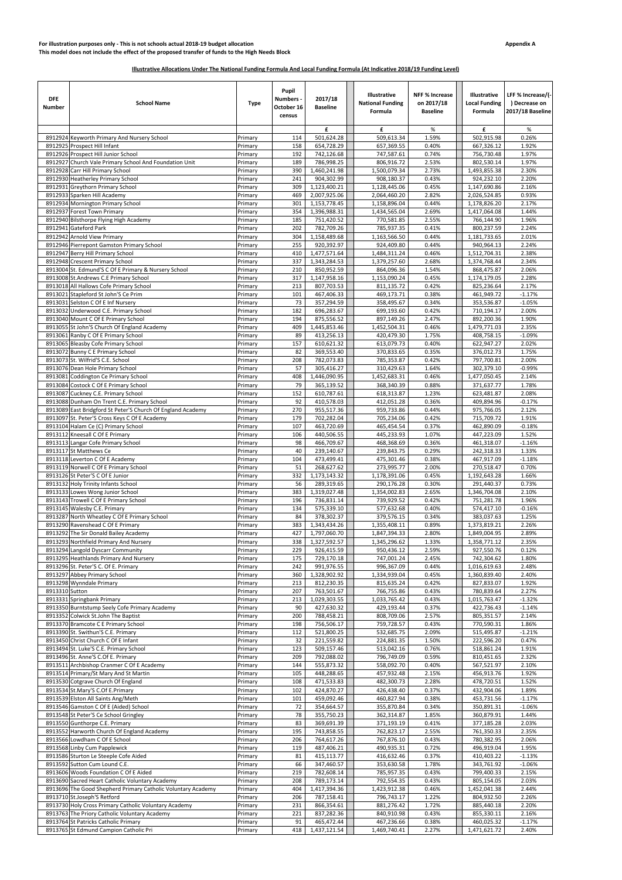**For illustration purposes only - This is not schools actual 2018-19 budget allocation**
**This model does not include the effect of the proposed transfer of funds to the High Needs Block**

**Appendix A**

**Illustrative Allocations Under The National Funding Formula And Local Funding Formula (At Indicative 2018/19 Funding Level)**

| DFE Number | School Name | Type | Pupil Numbers - October 16 census | 2017/18 Baseline | Illustrative National Funding Formula | NFF % Increase on 2017/18 Baseline | Illustrative Local Funding Formula | LFF % Increase/(-) Decrease on 2017/18 Baseline |
|---|---|---|---|---|---|---|---|---|
| | | | | £ | £ | % | £ | % |
| 8912924 | Keyworth Primary And Nursery School | Primary | 114 | 501,624.28 | 509,613.34 | 1.59% | 502,915.98 | 0.26% |
| 8912925 | Prospect Hill Infant | Primary | 158 | 654,728.29 | 657,369.55 | 0.40% | 667,326.12 | 1.92% |
| 8912926 | Prospect Hill Junior School | Primary | 192 | 742,126.68 | 747,587.61 | 0.74% | 756,730.48 | 1.97% |
| 8912927 | Church Vale Primary School And Foundation Unit | Primary | 189 | 786,998.25 | 806,916.72 | 2.53% | 802,530.14 | 1.97% |
| 8912928 | Carr Hill Primary School | Primary | 390 | 1,460,241.98 | 1,500,079.34 | 2.73% | 1,493,855.38 | 2.30% |
| 8912930 | Heatherley Primary School | Primary | 241 | 904,302.99 | 908,180.37 | 0.43% | 924,232.10 | 2.20% |
| 8912931 | Greythorn Primary School | Primary | 309 | 1,123,400.21 | 1,128,445.06 | 0.45% | 1,147,690.86 | 2.16% |
| 8912933 | Sparken Hill Academy | Primary | 469 | 2,007,925.06 | 2,064,460.20 | 2.82% | 2,026,524.85 | 0.93% |
| 8912934 | Mornington Primary School | Primary | 301 | 1,153,778.45 | 1,158,896.04 | 0.44% | 1,178,826.20 | 2.17% |
| 8912937 | Forest Town Primary | Primary | 354 | 1,396,988.31 | 1,434,565.04 | 2.69% | 1,417,064.08 | 1.44% |
| 8912940 | Bilsthorpe Flying High Academy | Primary | 185 | 751,420.52 | 770,581.85 | 2.55% | 766,144.90 | 1.96% |
| 8912941 | Gateford Park | Primary | 202 | 782,709.26 | 785,937.35 | 0.41% | 800,237.59 | 2.24% |
| 8912942 | Arnold View Primary | Primary | 304 | 1,158,489.68 | 1,163,566.50 | 0.44% | 1,181,733.65 | 2.01% |
| 8912946 | Pierrepont Gamston Primary School | Primary | 255 | 920,392.97 | 924,409.80 | 0.44% | 940,964.13 | 2.24% |
| 8912947 | Berry Hill Primary School | Primary | 410 | 1,477,571.64 | 1,484,311.24 | 0.46% | 1,512,704.31 | 2.38% |
| 8912948 | Crescent Primary School | Primary | 337 | 1,343,284.53 | 1,379,257.60 | 2.68% | 1,374,768.44 | 2.34% |
| 8913004 | St. Edmund'S C Of E Primary & Nursery School | Primary | 210 | 850,952.59 | 864,096.36 | 1.54% | 868,475.87 | 2.06% |
| 8913008 | St.Andrews C.E Primary School | Primary | 317 | 1,147,958.16 | 1,153,090.24 | 0.45% | 1,174,179.05 | 2.28% |
| 8913018 | All Hallows Cofe Primary School | Primary | 213 | 807,703.53 | 811,135.72 | 0.42% | 825,236.64 | 2.17% |
| 8913021 | Stapleford St John'S Ce Prim | Primary | 101 | 467,406.33 | 469,173.71 | 0.38% | 461,949.72 | -1.17% |
| 8913031 | Selston C Of E Inf Nursery | Primary | 73 | 357,294.59 | 358,495.67 | 0.34% | 353,536.87 | -1.05% |
| 8913032 | Underwood C.E. Primary School | Primary | 182 | 696,283.67 | 699,193.60 | 0.42% | 710,194.17 | 2.00% |
| 8913040 | Mount C Of E Primary School | Primary | 194 | 875,556.52 | 897,149.26 | 2.47% | 892,200.36 | 1.90% |
| 8913055 | St John'S Church Of England Academy | Primary | 409 | 1,445,853.46 | 1,452,504.31 | 0.46% | 1,479,771.03 | 2.35% |
| 8913061 | Ranby C Of E Primary School | Primary | 89 | 413,256.13 | 420,479.30 | 1.75% | 408,758.15 | -1.09% |
| 8913065 | Bleasby Cofe Primary School | Primary | 157 | 610,621.32 | 613,079.73 | 0.40% | 622,947.27 | 2.02% |
| 8913072 | Bunny C E Primary School | Primary | 82 | 369,553.40 | 370,833.65 | 0.35% | 376,012.73 | 1.75% |
| 8913073 | St. Wilfrid'S C.E. School | Primary | 208 | 782,073.83 | 785,353.87 | 0.42% | 797,700.81 | 2.00% |
| 8913076 | Dean Hole Primary School | Primary | 57 | 305,416.27 | 310,429.63 | 1.64% | 302,379.10 | -0.99% |
| 8913081 | Coddington Ce Primary School | Primary | 408 | 1,446,090.95 | 1,452,683.31 | 0.46% | 1,477,050.45 | 2.14% |
| 8913084 | Costock C Of E Primary School | Primary | 79 | 365,139.52 | 368,340.39 | 0.88% | 371,637.77 | 1.78% |
| 8913087 | Cuckney C.E. Primary School | Primary | 152 | 610,787.61 | 618,313.87 | 1.23% | 623,481.87 | 2.08% |
| 8913088 | Dunham On Trent C.E. Primary School | Primary | 92 | 410,578.03 | 412,051.28 | 0.36% | 409,894.96 | -0.17% |
| 8913089 | East Bridgford St Peter'S Church Of England Academy | Primary | 270 | 955,517.36 | 959,733.86 | 0.44% | 975,766.05 | 2.12% |
| 8913097 | St. Peter'S Cross Keys C Of E Academy | Primary | 179 | 702,282.04 | 705,234.06 | 0.42% | 715,709.72 | 1.91% |
| 8913104 | Halam Ce (C) Primary School | Primary | 107 | 463,720.69 | 465,454.54 | 0.37% | 462,890.09 | -0.18% |
| 8913112 | Kneesall C Of E Primary | Primary | 106 | 440,506.55 | 445,233.93 | 1.07% | 447,223.09 | 1.52% |
| 8913113 | Langar Cofe Primary School | Primary | 98 | 466,709.67 | 468,368.69 | 0.36% | 461,318.07 | -1.16% |
| 8913117 | St Matthews Ce | Primary | 40 | 239,140.67 | 239,843.75 | 0.29% | 242,318.33 | 1.33% |
| 8913118 | Leverton C Of E Academy | Primary | 104 | 473,499.41 | 475,301.46 | 0.38% | 467,917.09 | -1.18% |
| 8913119 | Norwell C Of E Primary School | Primary | 51 | 268,627.62 | 273,995.77 | 2.00% | 270,518.47 | 0.70% |
| 8913126 | St Peter'S C Of E Junior | Primary | 332 | 1,173,143.32 | 1,178,391.06 | 0.45% | 1,192,643.28 | 1.66% |
| 8913132 | Holy Trinity Infants School | Primary | 56 | 289,319.65 | 290,176.28 | 0.30% | 291,440.37 | 0.73% |
| 8913133 | Lowes Wong Junior School | Primary | 383 | 1,319,027.48 | 1,354,002.83 | 2.65% | 1,346,704.08 | 2.10% |
| 8913143 | Trowell C Of E Primary School | Primary | 196 | 736,811.14 | 739,929.52 | 0.42% | 751,281.78 | 1.96% |
| 8913145 | Walesby C.E. Primary | Primary | 134 | 575,339.10 | 577,632.68 | 0.40% | 574,417.10 | -0.16% |
| 8913287 | North Wheatley C Of E Primary School | Primary | 84 | 378,302.37 | 379,576.15 | 0.34% | 383,037.63 | 1.25% |
| 8913290 | Ravenshead C Of E Primary | Primary | 383 | 1,343,434.26 | 1,355,408.11 | 0.89% | 1,373,819.21 | 2.26% |
| 8913292 | The Sir Donald Bailey Academy | Primary | 427 | 1,797,060.70 | 1,847,394.33 | 2.80% | 1,849,004.95 | 2.89% |
| 8913293 | Northfield Primary And Nursery | Primary | 338 | 1,327,592.57 | 1,345,296.62 | 1.33% | 1,358,771.12 | 2.35% |
| 8913294 | Langold Dyscarr Community | Primary | 229 | 926,415.59 | 950,436.12 | 2.59% | 927,550.76 | 0.12% |
| 8913295 | Heathlands Primary And Nursery | Primary | 175 | 729,170.18 | 747,001.24 | 2.45% | 742,304.62 | 1.80% |
| 8913296 | St. Peter'S C. Of E. Primary | Primary | 242 | 991,976.55 | 996,367.09 | 0.44% | 1,016,619.63 | 2.48% |
| 8913297 | Abbey Primary School | Primary | 360 | 1,328,902.92 | 1,334,939.04 | 0.45% | 1,360,839.40 | 2.40% |
| 8913298 | Wynndale Primary | Primary | 213 | 812,230.35 | 815,635.24 | 0.42% | 827,833.07 | 1.92% |
| 8913310 | Sutton | Primary | 207 | 763,501.67 | 766,755.86 | 0.43% | 780,839.64 | 2.27% |
| 8913331 | Springbank Primary | Primary | 213 | 1,029,303.55 | 1,033,765.42 | 0.43% | 1,015,763.47 | -1.32% |
| 8913350 | Burntstump Seely Cofe Primary Academy | Primary | 90 | 427,630.32 | 429,193.44 | 0.37% | 422,736.43 | -1.14% |
| 8913352 | Colwick St.John The Baptist | Primary | 200 | 788,458.21 | 808,709.06 | 2.57% | 805,351.57 | 2.14% |
| 8913370 | Bramcote C E Primary School | Primary | 198 | 756,506.17 | 759,728.57 | 0.43% | 770,590.31 | 1.86% |
| 8913390 | St. Swithun'S C.E. Primary | Primary | 112 | 521,800.25 | 532,685.75 | 2.09% | 515,495.87 | -1.21% |
| 8913450 | Christ Church C Of E Infant | Primary | 32 | 221,559.82 | 224,881.35 | 1.50% | 222,596.20 | 0.47% |
| 8913494 | St. Luke'S C.E. Primary School | Primary | 123 | 509,157.46 | 513,042.16 | 0.76% | 518,861.24 | 1.91% |
| 8913496 | St. Anne'S C.Of E. Primary | Primary | 209 | 792,088.02 | 796,749.09 | 0.59% | 810,451.65 | 2.32% |
| 8913511 | Archbishop Cranmer C Of E Academy | Primary | 144 | 555,873.32 | 558,092.70 | 0.40% | 567,521.97 | 2.10% |
| 8913514 | Primary/St Mary And St Martin | Primary | 105 | 448,288.65 | 457,932.48 | 2.15% | 456,913.76 | 1.92% |
| 8913530 | Cotgrave Church Of England | Primary | 108 | 471,533.83 | 482,300.73 | 2.28% | 478,720.51 | 1.52% |
| 8913534 | St.Mary'S C.Of E.Primary | Primary | 102 | 424,870.27 | 426,438.40 | 0.37% | 432,904.06 | 1.89% |
| 8913539 | Elston All Saints Ang/Meth | Primary | 101 | 459,092.46 | 460,827.94 | 0.38% | 453,731.56 | -1.17% |
| 8913546 | Gamston C Of E (Aided) School | Primary | 72 | 354,664.57 | 355,870.84 | 0.34% | 350,891.31 | -1.06% |
| 8913548 | St Peter'S Ce School Gringley | Primary | 78 | 355,750.23 | 362,314.87 | 1.85% | 360,879.91 | 1.44% |
| 8913550 | Gunthorpe C.E. Primary | Primary | 83 | 369,691.39 | 371,193.19 | 0.41% | 377,185.28 | 2.03% |
| 8913552 | Harworth Church Of England Academy | Primary | 195 | 743,858.55 | 762,823.17 | 2.55% | 761,350.33 | 2.35% |
| 8913566 | Lowdham C Of E School | Primary | 206 | 764,617.26 | 767,876.10 | 0.43% | 780,382.95 | 2.06% |
| 8913568 | Linby Cum Papplewick | Primary | 119 | 487,406.21 | 490,935.31 | 0.72% | 496,919.04 | 1.95% |
| 8913586 | Sturton Le Steeple Cofe Aided | Primary | 81 | 415,113.77 | 416,632.46 | 0.37% | 410,403.22 | -1.13% |
| 8913592 | Sutton Cum Lound C.E. | Primary | 66 | 347,460.57 | 353,630.58 | 1.78% | 343,761.92 | -1.06% |
| 8913606 | Woods Foundation C Of E Aided | Primary | 219 | 782,608.14 | 785,957.35 | 0.43% | 799,400.33 | 2.15% |
| 8913690 | Sacred Heart Catholic Voluntary Academy | Primary | 208 | 789,173.14 | 792,554.35 | 0.43% | 805,154.05 | 2.03% |
| 8913696 | The Good Shepherd Primary Catholic Voluntary Academy | Primary | 404 | 1,417,394.36 | 1,423,912.38 | 0.46% | 1,452,041.38 | 2.44% |
| 8913710 | St.Joseph'S Retford | Primary | 206 | 787,158.41 | 796,743.17 | 1.22% | 804,932.50 | 2.26% |
| 8913730 | Holy Cross Primary Catholic Voluntary Academy | Primary | 231 | 866,354.61 | 881,276.42 | 1.72% | 885,440.18 | 2.20% |
| 8913763 | The Priory Catholic Voluntary Academy | Primary | 221 | 837,282.36 | 840,910.98 | 0.43% | 855,330.11 | 2.16% |
| 8913764 | St Patricks Catholic Primary | Primary | 91 | 465,472.44 | 467,236.66 | 0.38% | 460,025.22 | -1.17% |
| 8913765 | St Edmund Campion Catholic Pri | Primary | 418 | 1,437,121.54 | 1,469,740.41 | 2.27% | 1,471,621.72 | 2.40% |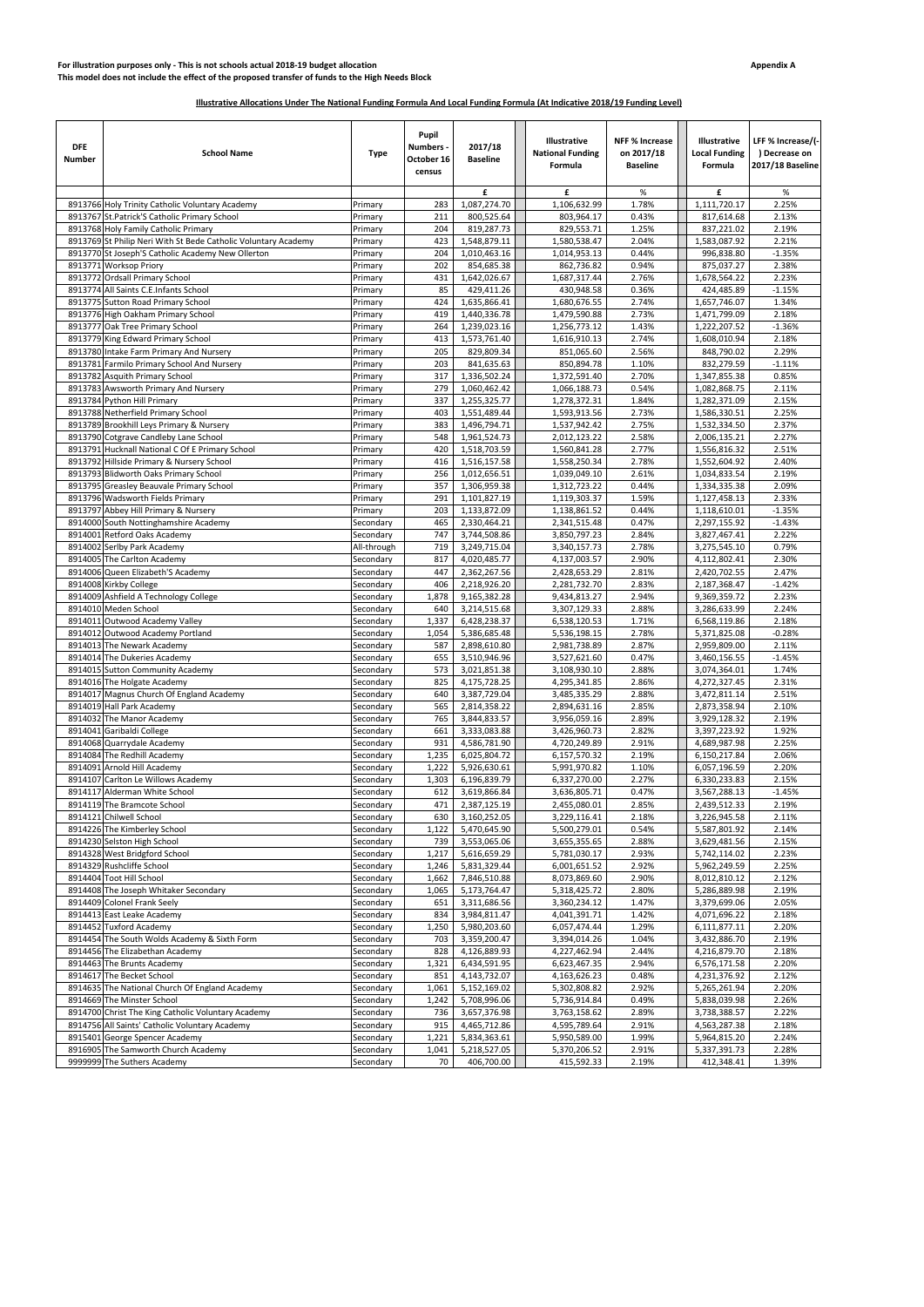**For illustration purposes only - This is not schools actual 2018-19 budget allocation**
**This model does not include the effect of the proposed transfer of funds to the High Needs Block**

**Appendix A**

**Illustrative Allocations Under The National Funding Formula And Local Funding Formula (At Indicative 2018/19 Funding Level)**

| DFE Number | School Name | Type | Pupil Numbers - October 16 census | 2017/18 Baseline | Illustrative National Funding Formula | NFF % Increase on 2017/18 Baseline | Illustrative Local Funding Formula | LFF % Increase/(-) Decrease on 2017/18 Baseline |
|---|---|---|---|---|---|---|---|---|
| | | | | £ | £ | % | £ | % |
| 8913766 | Holy Trinity Catholic Voluntary Academy | Primary | 283 | 1,087,274.70 | 1,106,632.99 | 1.78% | 1,111,720.17 | 2.25% |
| 8913767 | St.Patrick's Catholic Primary School | Primary | 211 | 800,525.64 | 803,964.17 | 0.43% | 817,614.68 | 2.13% |
| 8913768 | Holy Family Catholic Primary | Primary | 204 | 819,287.73 | 829,553.71 | 1.25% | 837,221.02 | 2.19% |
| 8913769 | St Philip Neri With St Bede Catholic Voluntary Academy | Primary | 423 | 1,548,879.11 | 1,580,538.47 | 2.04% | 1,583,087.92 | 2.21% |
| 8913770 | St Joseph'S Catholic Academy New Ollerton | Primary | 204 | 1,010,463.16 | 1,014,953.13 | 0.44% | 996,838.80 | -1.35% |
| 8913771 | Worksop Priory | Primary | 202 | 854,685.38 | 862,736.82 | 0.94% | 875,037.27 | 2.38% |
| 8913772 | Ordsall Primary School | Primary | 431 | 1,642,026.67 | 1,687,317.44 | 2.76% | 1,678,564.22 | 2.23% |
| 8913774 | All Saints C.E.Infants School | Primary | 85 | 429,411.26 | 430,948.58 | 0.36% | 424,485.89 | -1.15% |
| 8913775 | Sutton Road Primary School | Primary | 424 | 1,635,866.41 | 1,680,676.55 | 2.74% | 1,657,746.07 | 1.34% |
| 8913776 | High Oakham Primary School | Primary | 419 | 1,440,336.78 | 1,479,590.88 | 2.73% | 1,471,799.09 | 2.18% |
| 8913777 | Oak Tree Primary School | Primary | 264 | 1,239,023.16 | 1,256,773.12 | 1.43% | 1,222,207.52 | -1.36% |
| 8913779 | King Edward Primary School | Primary | 413 | 1,573,761.40 | 1,616,910.13 | 2.74% | 1,608,010.94 | 2.18% |
| 8913780 | Intake Farm Primary And Nursery | Primary | 205 | 829,809.34 | 851,065.60 | 2.56% | 848,790.02 | 2.29% |
| 8913781 | Farmilo Primary School And Nursery | Primary | 203 | 841,635.63 | 850,894.78 | 1.10% | 832,279.59 | -1.11% |
| 8913782 | Asquith Primary School | Primary | 317 | 1,336,502.24 | 1,372,591.40 | 2.70% | 1,347,855.38 | 0.85% |
| 8913783 | Awsworth Primary And Nursery | Primary | 279 | 1,060,462.42 | 1,066,188.73 | 0.54% | 1,082,868.75 | 2.11% |
| 8913784 | Python Hill Primary | Primary | 337 | 1,255,325.77 | 1,278,372.31 | 1.84% | 1,282,371.09 | 2.15% |
| 8913788 | Netherfield Primary School | Primary | 403 | 1,551,489.44 | 1,593,913.56 | 2.73% | 1,586,330.51 | 2.25% |
| 8913789 | Brookhill Leys Primary & Nursery | Primary | 383 | 1,496,794.71 | 1,537,942.42 | 2.75% | 1,532,334.50 | 2.37% |
| 8913790 | Cotgrave Candleby Lane School | Primary | 548 | 1,961,524.73 | 2,012,123.22 | 2.58% | 2,006,135.21 | 2.27% |
| 8913791 | Hucknall National C Of E Primary School | Primary | 420 | 1,518,703.59 | 1,560,841.28 | 2.77% | 1,556,816.32 | 2.51% |
| 8913792 | Hillside Primary & Nursery School | Primary | 416 | 1,516,157.58 | 1,558,250.34 | 2.78% | 1,552,604.92 | 2.40% |
| 8913793 | Blidworth Oaks Primary School | Primary | 256 | 1,012,656.51 | 1,039,049.10 | 2.61% | 1,034,833.54 | 2.19% |
| 8913795 | Greasley Beauvale Primary School | Primary | 357 | 1,306,959.38 | 1,312,723.22 | 0.44% | 1,334,335.38 | 2.09% |
| 8913796 | Wadsworth Fields Primary | Primary | 291 | 1,101,827.19 | 1,119,303.37 | 1.59% | 1,127,458.13 | 2.33% |
| 8913797 | Abbey Hill Primary & Nursery | Primary | 203 | 1,133,872.09 | 1,138,861.52 | 0.44% | 1,118,610.01 | -1.35% |
| 8914000 | South Nottinghamshire Academy | Secondary | 465 | 2,330,464.21 | 2,341,515.48 | 0.47% | 2,297,155.92 | -1.43% |
| 8914001 | Retford Oaks Academy | Secondary | 747 | 3,744,508.86 | 3,850,797.23 | 2.84% | 3,827,467.41 | 2.22% |
| 8914002 | Serlby Park Academy | All-through | 719 | 3,249,715.04 | 3,340,157.73 | 2.78% | 3,275,545.10 | 0.79% |
| 8914005 | The Carlton Academy | Secondary | 817 | 4,020,485.77 | 4,137,003.57 | 2.90% | 4,112,802.41 | 2.30% |
| 8914006 | Queen Elizabeth'S Academy | Secondary | 447 | 2,362,267.56 | 2,428,653.29 | 2.81% | 2,420,702.55 | 2.47% |
| 8914008 | Kirkby College | Secondary | 406 | 2,218,926.20 | 2,281,732.70 | 2.83% | 2,187,368.47 | -1.42% |
| 8914009 | Ashfield A Technology College | Secondary | 1,878 | 9,165,382.28 | 9,434,813.27 | 2.94% | 9,369,359.72 | 2.23% |
| 8914010 | Meden School | Secondary | 640 | 3,214,515.68 | 3,307,129.33 | 2.88% | 3,286,633.99 | 2.24% |
| 8914011 | Outwood Academy Valley | Secondary | 1,337 | 6,428,238.37 | 6,538,120.53 | 1.71% | 6,568,119.86 | 2.18% |
| 8914012 | Outwood Academy Portland | Secondary | 1,054 | 5,386,685.48 | 5,536,198.15 | 2.78% | 5,371,825.08 | -0.28% |
| 8914013 | The Newark Academy | Secondary | 587 | 2,898,610.80 | 2,981,738.89 | 2.87% | 2,959,809.00 | 2.11% |
| 8914014 | The Dukeries Academy | Secondary | 655 | 3,510,946.96 | 3,527,621.60 | 0.47% | 3,460,156.55 | -1.45% |
| 8914015 | Sutton Community Academy | Secondary | 573 | 3,021,851.38 | 3,108,930.10 | 2.88% | 3,074,364.01 | 1.74% |
| 8914016 | The Holgate Academy | Secondary | 825 | 4,175,728.25 | 4,295,341.85 | 2.86% | 4,272,327.45 | 2.31% |
| 8914017 | Magnus Church Of England Academy | Secondary | 640 | 3,387,729.04 | 3,485,335.29 | 2.88% | 3,472,811.14 | 2.51% |
| 8914019 | Hall Park Academy | Secondary | 565 | 2,814,358.22 | 2,894,631.16 | 2.85% | 2,873,358.94 | 2.10% |
| 8914032 | The Manor Academy | Secondary | 765 | 3,844,833.57 | 3,956,059.16 | 2.89% | 3,929,128.32 | 2.19% |
| 8914041 | Garibaldi College | Secondary | 661 | 3,333,083.88 | 3,426,960.73 | 2.82% | 3,397,223.92 | 1.92% |
| 8914068 | Quarrydale Academy | Secondary | 931 | 4,586,781.90 | 4,720,249.89 | 2.91% | 4,689,987.98 | 2.25% |
| 8914084 | The Redhill Academy | Secondary | 1,235 | 6,025,804.72 | 6,157,570.32 | 2.19% | 6,150,217.84 | 2.06% |
| 8914091 | Arnold Hill Academy | Secondary | 1,222 | 5,926,630.61 | 5,991,970.82 | 1.10% | 6,057,196.59 | 2.20% |
| 8914107 | Carlton Le Willows Academy | Secondary | 1,303 | 6,196,839.79 | 6,337,270.00 | 2.27% | 6,330,233.83 | 2.15% |
| 8914117 | Alderman White School | Secondary | 612 | 3,619,866.84 | 3,636,805.71 | 0.47% | 3,567,288.13 | -1.45% |
| 8914119 | The Bramcote School | Secondary | 471 | 2,387,125.19 | 2,455,080.01 | 2.85% | 2,439,512.33 | 2.19% |
| 8914121 | Chilwell School | Secondary | 630 | 3,160,252.05 | 3,229,116.41 | 2.18% | 3,226,945.58 | 2.11% |
| 8914226 | The Kimberley School | Secondary | 1,122 | 5,470,645.90 | 5,500,279.01 | 0.54% | 5,587,801.92 | 2.14% |
| 8914230 | Selston High School | Secondary | 739 | 3,553,065.06 | 3,655,355.65 | 2.88% | 3,629,481.56 | 2.15% |
| 8914328 | West Bridgford School | Secondary | 1,217 | 5,616,659.29 | 5,781,030.17 | 2.93% | 5,742,114.02 | 2.23% |
| 8914329 | Rushcliffe School | Secondary | 1,246 | 5,831,329.44 | 6,001,651.52 | 2.92% | 5,962,249.59 | 2.25% |
| 8914404 | Toot Hill School | Secondary | 1,662 | 7,846,510.88 | 8,073,869.60 | 2.90% | 8,012,810.12 | 2.12% |
| 8914408 | The Joseph Whitaker Secondary | Secondary | 1,065 | 5,173,764.47 | 5,318,425.72 | 2.80% | 5,286,889.98 | 2.19% |
| 8914409 | Colonel Frank Seely | Secondary | 651 | 3,311,686.56 | 3,360,234.12 | 1.47% | 3,379,699.06 | 2.05% |
| 8914413 | East Leake Academy | Secondary | 834 | 3,984,811.47 | 4,041,391.71 | 1.42% | 4,071,696.22 | 2.18% |
| 8914452 | Tuxford Academy | Secondary | 1,250 | 5,980,203.60 | 6,057,474.44 | 1.29% | 6,111,877.11 | 2.20% |
| 8914454 | The South Wolds Academy & Sixth Form | Secondary | 703 | 3,359,200.47 | 3,394,014.26 | 1.04% | 3,432,886.70 | 2.19% |
| 8914456 | The Elizabethan Academy | Secondary | 828 | 4,126,889.93 | 4,227,462.94 | 2.44% | 4,216,879.70 | 2.18% |
| 8914463 | The Brunts Academy | Secondary | 1,321 | 6,434,591.95 | 6,623,467.35 | 2.94% | 6,576,171.58 | 2.20% |
| 8914617 | The Becket School | Secondary | 851 | 4,143,732.07 | 4,163,626.23 | 0.48% | 4,231,376.92 | 2.12% |
| 8914635 | The National Church Of England Academy | Secondary | 1,061 | 5,152,169.02 | 5,302,808.82 | 2.92% | 5,265,261.94 | 2.20% |
| 8914669 | The Minster School | Secondary | 1,242 | 5,708,996.06 | 5,736,914.84 | 0.49% | 5,838,039.98 | 2.26% |
| 8914700 | Christ The King Catholic Voluntary Academy | Secondary | 736 | 3,657,376.98 | 3,763,158.62 | 2.89% | 3,738,388.57 | 2.22% |
| 8914756 | All Saints' Catholic Voluntary Academy | Secondary | 915 | 4,465,712.86 | 4,595,789.64 | 2.91% | 4,563,287.38 | 2.18% |
| 8915401 | George Spencer Academy | Secondary | 1,221 | 5,834,363.61 | 5,950,589.00 | 1.99% | 5,964,815.20 | 2.24% |
| 8916905 | The Samworth Church Academy | Secondary | 1,041 | 5,218,527.05 | 5,370,206.52 | 2.91% | 5,337,391.73 | 2.28% |
| 9999999 | The Suthers Academy | Secondary | 70 | 406,700.00 | 415,592.33 | 2.19% | 412,348.41 | 1.39% |